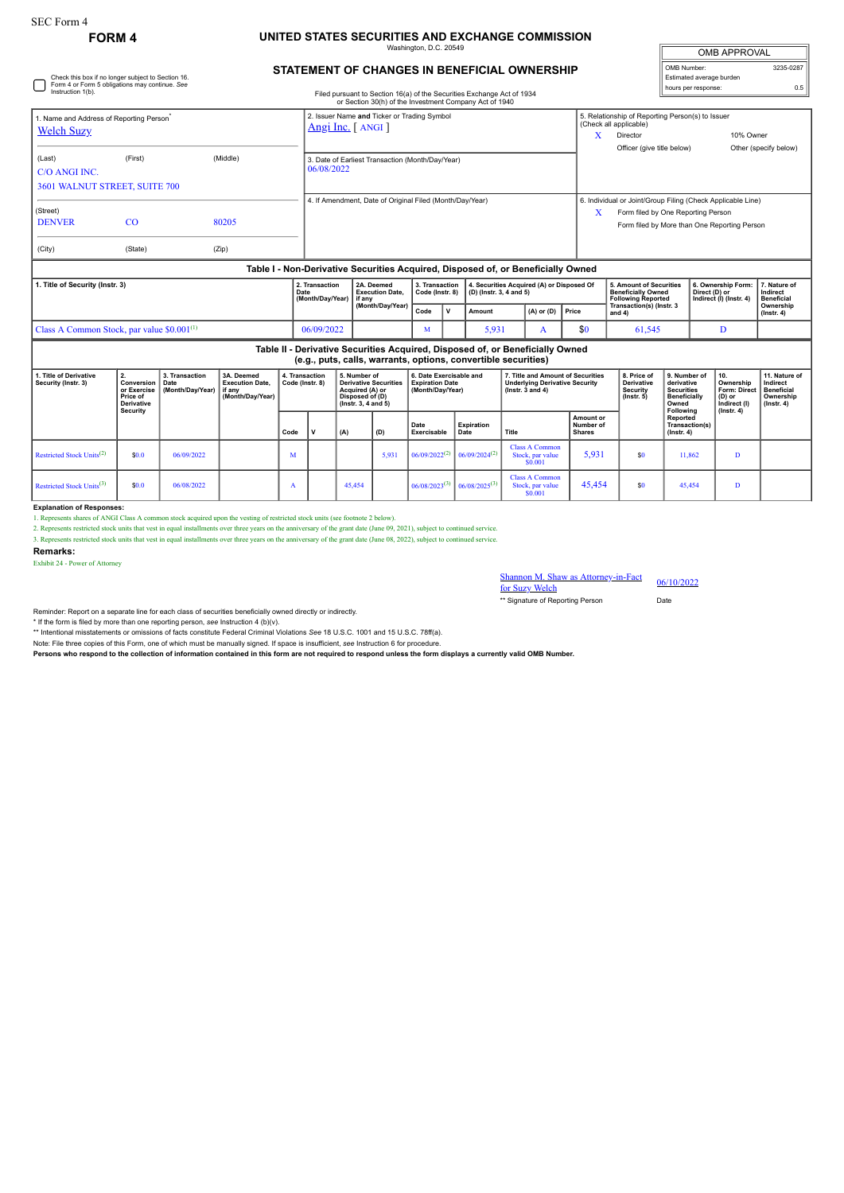SEC Form 4

**FORM 4**

# UNITED STATES SECURITIES AND EXCHANGE COMMISSION

Washington, D.C. 20549

## STATEMENT OF CHANGES IN BENEFICIAL OWNERSHIP

Filed pursuant to Section 16(a) of the Securities Exchange Act of 1934 or Section 30(h) of the Investment Company Act of 1940

| OMB APPROVAL | |
|---|---|
| OMB Number: | 3235-0287 |
| Estimated average burden | |
| hours per response: | 0.5 |

☐ Check this box if no longer subject to Section 16. Form 4 or Form 5 obligations may continue. *See* Instruction 1(b).

| 1. Name and Address of Reporting Person* | 2. Issuer Name and Ticker or Trading Symbol | 5. Relationship of Reporting Person(s) to Issuer (Check all applicable) |
|---|---|---|
| Welch Suzy | Angi Inc. [ ANGI ] | X Director; 10% Owner; Officer (give title below); Other (specify below) |
| (Last) (First) (Middle) C/O ANGI INC. 3601 WALNUT STREET, SUITE 700 | 3. Date of Earliest Transaction (Month/Day/Year) 06/08/2022 | |
| (Street) DENVER CO 80205 | 4. If Amendment, Date of Original Filed (Month/Day/Year) | 6. Individual or Joint/Group Filing (Check Applicable Line) X Form filed by One Reporting Person; Form filed by More than One Reporting Person |
| (City) (State) (Zip) | | |

### Table I - Non-Derivative Securities Acquired, Disposed of, or Beneficially Owned

| 1. Title of Security (Instr. 3) | 2. Transaction Date (Month/Day/Year) | 2A. Deemed Execution Date, if any (Month/Day/Year) | 3. Transaction Code (Instr. 8) | | 4. Securities Acquired (A) or Disposed Of (D) (Instr. 3, 4 and 5) | | | 5. Amount of Securities Beneficially Owned Following Reported Transaction(s) (Instr. 3 and 4) | 6. Ownership Form: Direct (D) or Indirect (I) (Instr. 4) | 7. Nature of Indirect Beneficial Ownership (Instr. 4) |
|---|---|---|---|---|---|---|---|---|---|---|
| | | | Code | V | Amount | (A) or (D) | Price | | | |
| Class A Common Stock, par value $0.001[1] | 06/09/2022 | | M | | 5,931 | A | $0 | 61,545 | D | |

### Table II - Derivative Securities Acquired, Disposed of, or Beneficially Owned (e.g., puts, calls, warrants, options, convertible securities)

| 1. Title of Derivative Security (Instr. 3) | 2. Conversion or Exercise Price of Derivative Security | 3. Transaction Date (Month/Day/Year) | 3A. Deemed Execution Date, if any (Month/Day/Year) | 4. Transaction Code (Instr. 8) | | 5. Number of Derivative Securities Acquired (A) or Disposed of (D) (Instr. 3, 4 and 5) | | 6. Date Exercisable and Expiration Date (Month/Day/Year) | | 7. Title and Amount of Securities Underlying Derivative Security (Instr. 3 and 4) | | 8. Price of Derivative Security (Instr. 5) | 9. Number of derivative Securities Beneficially Owned Following Reported Transaction(s) (Instr. 4) | 10. Ownership Form: Direct (D) or Indirect (I) (Instr. 4) | 11. Nature of Indirect Beneficial Ownership (Instr. 4) |
|---|---|---|---|---|---|---|---|---|---|---|---|---|---|---|---|
| | | | | Code | V | (A) | (D) | Date Exercisable | Expiration Date | Title | Amount or Number of Shares | | | | |
| Restricted Stock Units[2] | $0.0 | 06/09/2022 | | M | | | 5,931 | 06/09/2022[2] | 06/09/2024[2] | Class A Common Stock, par value $0.001 | 5,931 | $0 | 11,862 | D | |
| Restricted Stock Units[3] | $0.0 | 06/08/2022 | | A | | 45,454 | | 06/08/2023[3] | 06/08/2025[3] | Class A Common Stock, par value $0.001 | 45,454 | $0 | 45,454 | D | |

**Explanation of Responses:**

1. Represents shares of ANGI Class A common stock acquired upon the vesting of restricted stock units (see footnote 2 below).
2. Represents restricted stock units that vest in equal installments over three years on the anniversary of the grant date (June 09, 2021), subject to continued service.
3. Represents restricted stock units that vest in equal installments over three years on the anniversary of the grant date (June 08, 2022), subject to continued service.

**Remarks:**

Exhibit 24 - Power of Attorney

| Shannon M. Shaw as Attorney-in-Fact for Suzy Welch | 06/10/2022 |
|---|---|
| ** Signature of Reporting Person | Date |

Reminder: Report on a separate line for each class of securities beneficially owned directly or indirectly.

\* If the form is filed by more than one reporting person, *see* Instruction 4 (b)(v).

\*\* Intentional misstatements or omissions of facts constitute Federal Criminal Violations *See* 18 U.S.C. 1001 and 15 U.S.C. 78ff(a).

Note: File three copies of this Form, one of which must be manually signed. If space is insufficient, *see* Instruction 6 for procedure.

**Persons who respond to the collection of information contained in this form are not required to respond unless the form displays a currently valid OMB Number.**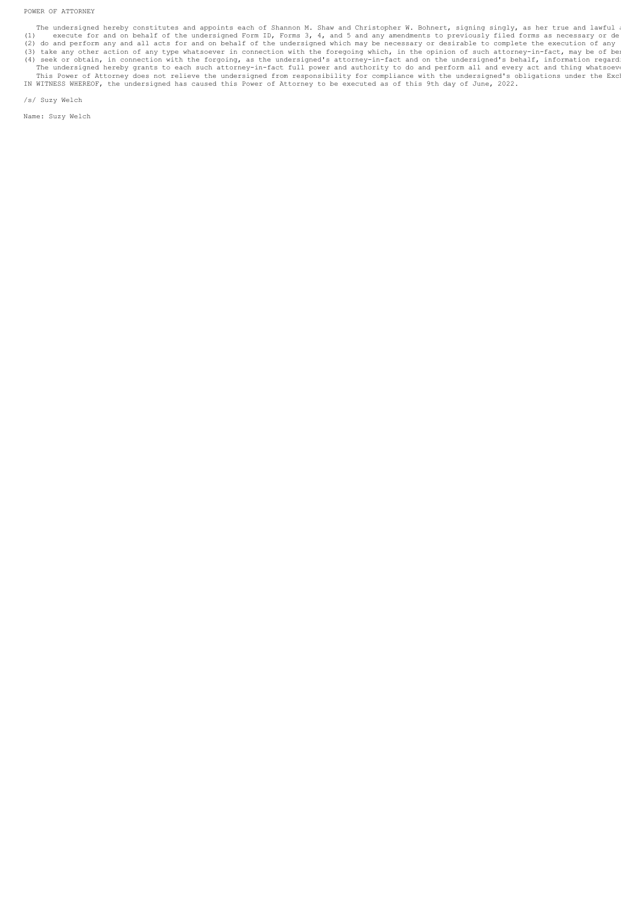POWER OF ATTORNEY

The undersigned hereby constitutes and appoints each of Shannon M. Shaw and Christopher W. Bohnert, signing singly, as her true and lawful a

(1) execute for and on behalf of the undersigned Form ID, Forms 3, 4, and 5 and any amendments to previously filed forms as necessary or de

(2) do and perform any and all acts for and on behalf of the undersigned which may be necessary or desirable to complete the execution of any

(3) take any other action of any type whatsoever in connection with the foregoing which, in the opinion of such attorney-in-fact, may be of ben

(4) seek or obtain, in connection with the forgoing, as the undersigned's attorney-in-fact and on the undersigned's behalf, information regardi

The undersigned hereby grants to each such attorney-in-fact full power and authority to do and perform all and every act and thing whatsoeve

This Power of Attorney does not relieve the undersigned from responsibility for compliance with the undersigned's obligations under the Exch

IN WITNESS WHEREOF, the undersigned has caused this Power of Attorney to be executed as of this 9th day of June, 2022.

/s/ Suzy Welch

Name: Suzy Welch